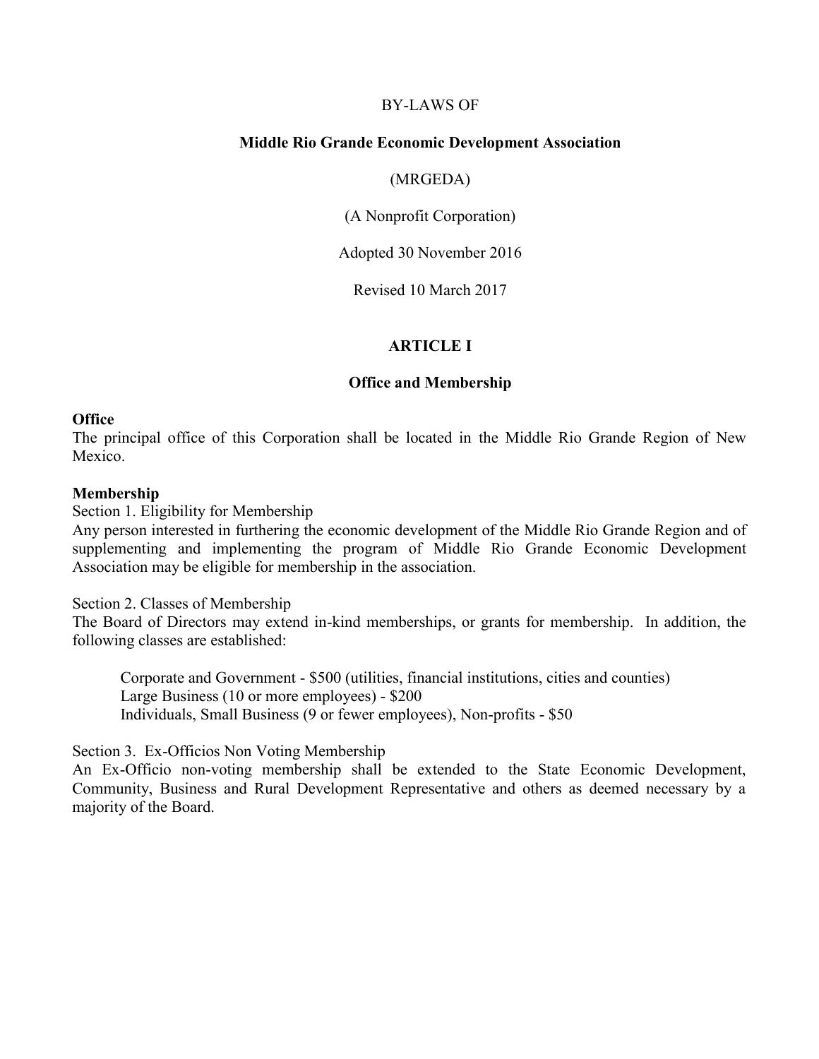BY-LAWS OF

# Middle Rio Grande Economic Development Association

(MRGEDA)

(A Nonprofit Corporation)

Adopted 30 November 2016

Revised 10 March 2017

## ARTICLE I

## Office and Membership

**Office**

The principal office of this Corporation shall be located in the Middle Rio Grande Region of New Mexico.

**Membership**

Section 1. Eligibility for Membership

Any person interested in furthering the economic development of the Middle Rio Grande Region and of supplementing and implementing the program of Middle Rio Grande Economic Development Association may be eligible for membership in the association.

Section 2. Classes of Membership

The Board of Directors may extend in-kind memberships, or grants for membership. In addition, the following classes are established:

Corporate and Government - $500 (utilities, financial institutions, cities and counties)
Large Business (10 or more employees) - $200
Individuals, Small Business (9 or fewer employees), Non-profits - $50

Section 3. Ex-Officios Non Voting Membership

An Ex-Officio non-voting membership shall be extended to the State Economic Development, Community, Business and Rural Development Representative and others as deemed necessary by a majority of the Board.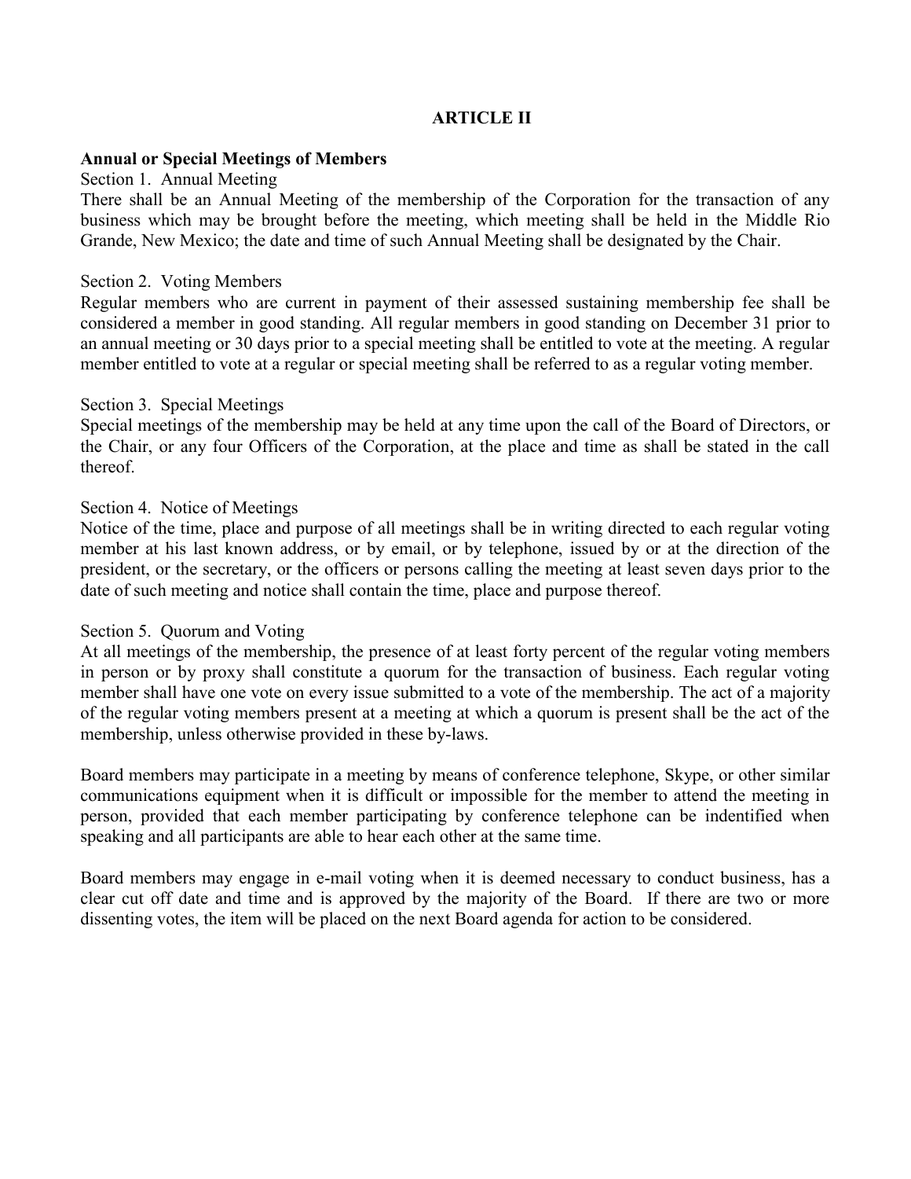## ARTICLE II

### Annual or Special Meetings of Members

Section 1. Annual Meeting

There shall be an Annual Meeting of the membership of the Corporation for the transaction of any business which may be brought before the meeting, which meeting shall be held in the Middle Rio Grande, New Mexico; the date and time of such Annual Meeting shall be designated by the Chair.

Section 2. Voting Members

Regular members who are current in payment of their assessed sustaining membership fee shall be considered a member in good standing. All regular members in good standing on December 31 prior to an annual meeting or 30 days prior to a special meeting shall be entitled to vote at the meeting. A regular member entitled to vote at a regular or special meeting shall be referred to as a regular voting member.

Section 3. Special Meetings

Special meetings of the membership may be held at any time upon the call of the Board of Directors, or the Chair, or any four Officers of the Corporation, at the place and time as shall be stated in the call thereof.

Section 4. Notice of Meetings

Notice of the time, place and purpose of all meetings shall be in writing directed to each regular voting member at his last known address, or by email, or by telephone, issued by or at the direction of the president, or the secretary, or the officers or persons calling the meeting at least seven days prior to the date of such meeting and notice shall contain the time, place and purpose thereof.

Section 5. Quorum and Voting

At all meetings of the membership, the presence of at least forty percent of the regular voting members in person or by proxy shall constitute a quorum for the transaction of business. Each regular voting member shall have one vote on every issue submitted to a vote of the membership. The act of a majority of the regular voting members present at a meeting at which a quorum is present shall be the act of the membership, unless otherwise provided in these by-laws.

Board members may participate in a meeting by means of conference telephone, Skype, or other similar communications equipment when it is difficult or impossible for the member to attend the meeting in person, provided that each member participating by conference telephone can be indentified when speaking and all participants are able to hear each other at the same time.

Board members may engage in e-mail voting when it is deemed necessary to conduct business, has a clear cut off date and time and is approved by the majority of the Board. If there are two or more dissenting votes, the item will be placed on the next Board agenda for action to be considered.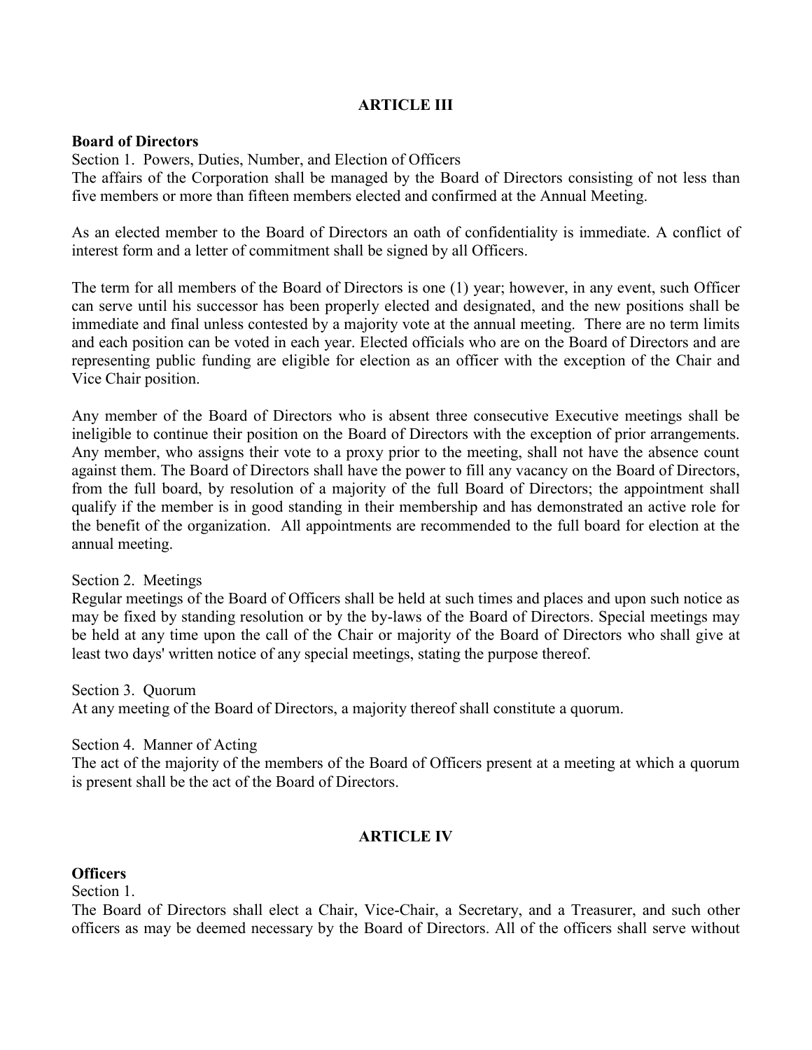## ARTICLE III

**Board of Directors**

Section 1. Powers, Duties, Number, and Election of Officers

The affairs of the Corporation shall be managed by the Board of Directors consisting of not less than five members or more than fifteen members elected and confirmed at the Annual Meeting.

As an elected member to the Board of Directors an oath of confidentiality is immediate. A conflict of interest form and a letter of commitment shall be signed by all Officers.

The term for all members of the Board of Directors is one (1) year; however, in any event, such Officer can serve until his successor has been properly elected and designated, and the new positions shall be immediate and final unless contested by a majority vote at the annual meeting. There are no term limits and each position can be voted in each year. Elected officials who are on the Board of Directors and are representing public funding are eligible for election as an officer with the exception of the Chair and Vice Chair position.

Any member of the Board of Directors who is absent three consecutive Executive meetings shall be ineligible to continue their position on the Board of Directors with the exception of prior arrangements. Any member, who assigns their vote to a proxy prior to the meeting, shall not have the absence count against them. The Board of Directors shall have the power to fill any vacancy on the Board of Directors, from the full board, by resolution of a majority of the full Board of Directors; the appointment shall qualify if the member is in good standing in their membership and has demonstrated an active role for the benefit of the organization. All appointments are recommended to the full board for election at the annual meeting.

Section 2. Meetings

Regular meetings of the Board of Officers shall be held at such times and places and upon such notice as may be fixed by standing resolution or by the by-laws of the Board of Directors. Special meetings may be held at any time upon the call of the Chair or majority of the Board of Directors who shall give at least two days' written notice of any special meetings, stating the purpose thereof.

Section 3. Quorum

At any meeting of the Board of Directors, a majority thereof shall constitute a quorum.

Section 4. Manner of Acting

The act of the majority of the members of the Board of Officers present at a meeting at which a quorum is present shall be the act of the Board of Directors.

## ARTICLE IV

**Officers**

Section 1.

The Board of Directors shall elect a Chair, Vice-Chair, a Secretary, and a Treasurer, and such other officers as may be deemed necessary by the Board of Directors. All of the officers shall serve without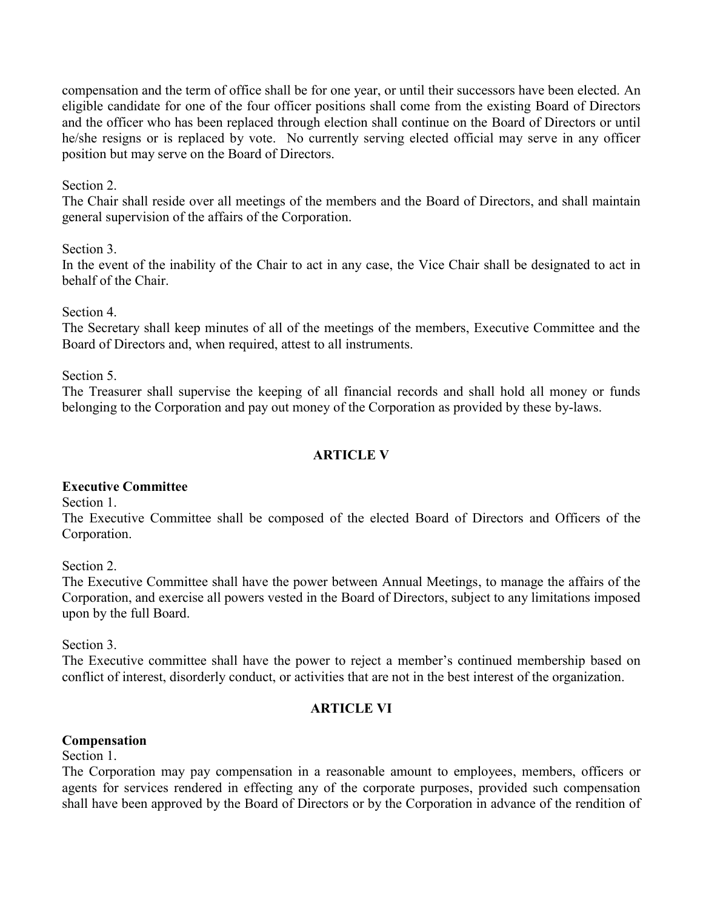compensation and the term of office shall be for one year, or until their successors have been elected. An eligible candidate for one of the four officer positions shall come from the existing Board of Directors and the officer who has been replaced through election shall continue on the Board of Directors or until he/she resigns or is replaced by vote. No currently serving elected official may serve in any officer position but may serve on the Board of Directors.

Section 2.
The Chair shall reside over all meetings of the members and the Board of Directors, and shall maintain general supervision of the affairs of the Corporation.

Section 3.
In the event of the inability of the Chair to act in any case, the Vice Chair shall be designated to act in behalf of the Chair.

Section 4.
The Secretary shall keep minutes of all of the meetings of the members, Executive Committee and the Board of Directors and, when required, attest to all instruments.

Section 5.
The Treasurer shall supervise the keeping of all financial records and shall hold all money or funds belonging to the Corporation and pay out money of the Corporation as provided by these by-laws.

## ARTICLE V

**Executive Committee**

Section 1.
The Executive Committee shall be composed of the elected Board of Directors and Officers of the Corporation.

Section 2.
The Executive Committee shall have the power between Annual Meetings, to manage the affairs of the Corporation, and exercise all powers vested in the Board of Directors, subject to any limitations imposed upon by the full Board.

Section 3.
The Executive committee shall have the power to reject a member's continued membership based on conflict of interest, disorderly conduct, or activities that are not in the best interest of the organization.

## ARTICLE VI

**Compensation**

Section 1.
The Corporation may pay compensation in a reasonable amount to employees, members, officers or agents for services rendered in effecting any of the corporate purposes, provided such compensation shall have been approved by the Board of Directors or by the Corporation in advance of the rendition of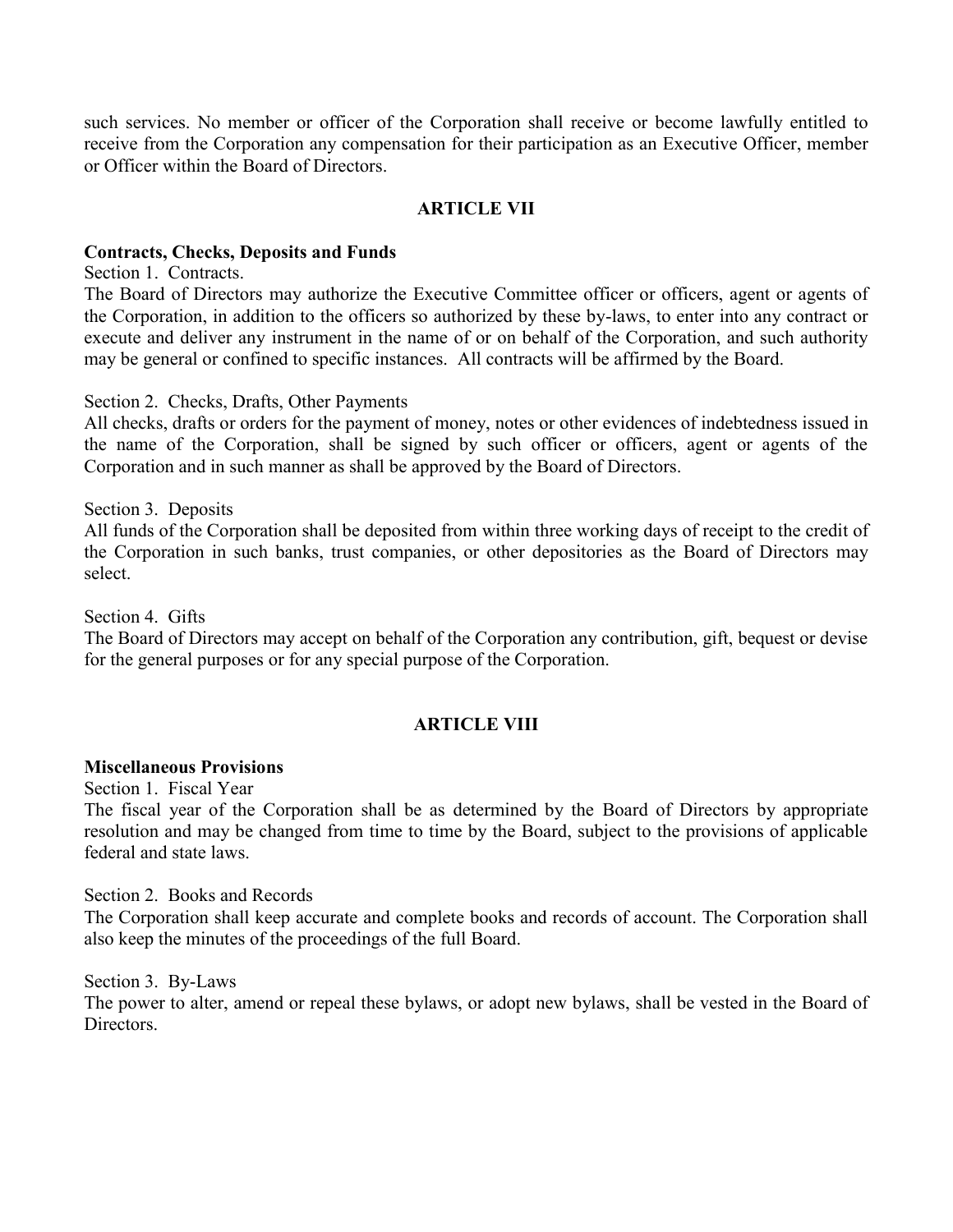such services. No member or officer of the Corporation shall receive or become lawfully entitled to receive from the Corporation any compensation for their participation as an Executive Officer, member or Officer within the Board of Directors.

## ARTICLE VII

**Contracts, Checks, Deposits and Funds**

Section 1. Contracts.

The Board of Directors may authorize the Executive Committee officer or officers, agent or agents of the Corporation, in addition to the officers so authorized by these by-laws, to enter into any contract or execute and deliver any instrument in the name of or on behalf of the Corporation, and such authority may be general or confined to specific instances. All contracts will be affirmed by the Board.

Section 2. Checks, Drafts, Other Payments

All checks, drafts or orders for the payment of money, notes or other evidences of indebtedness issued in the name of the Corporation, shall be signed by such officer or officers, agent or agents of the Corporation and in such manner as shall be approved by the Board of Directors.

Section 3. Deposits

All funds of the Corporation shall be deposited from within three working days of receipt to the credit of the Corporation in such banks, trust companies, or other depositories as the Board of Directors may select.

Section 4. Gifts

The Board of Directors may accept on behalf of the Corporation any contribution, gift, bequest or devise for the general purposes or for any special purpose of the Corporation.

## ARTICLE VIII

**Miscellaneous Provisions**

Section 1. Fiscal Year

The fiscal year of the Corporation shall be as determined by the Board of Directors by appropriate resolution and may be changed from time to time by the Board, subject to the provisions of applicable federal and state laws.

Section 2. Books and Records

The Corporation shall keep accurate and complete books and records of account. The Corporation shall also keep the minutes of the proceedings of the full Board.

Section 3. By-Laws

The power to alter, amend or repeal these bylaws, or adopt new bylaws, shall be vested in the Board of Directors.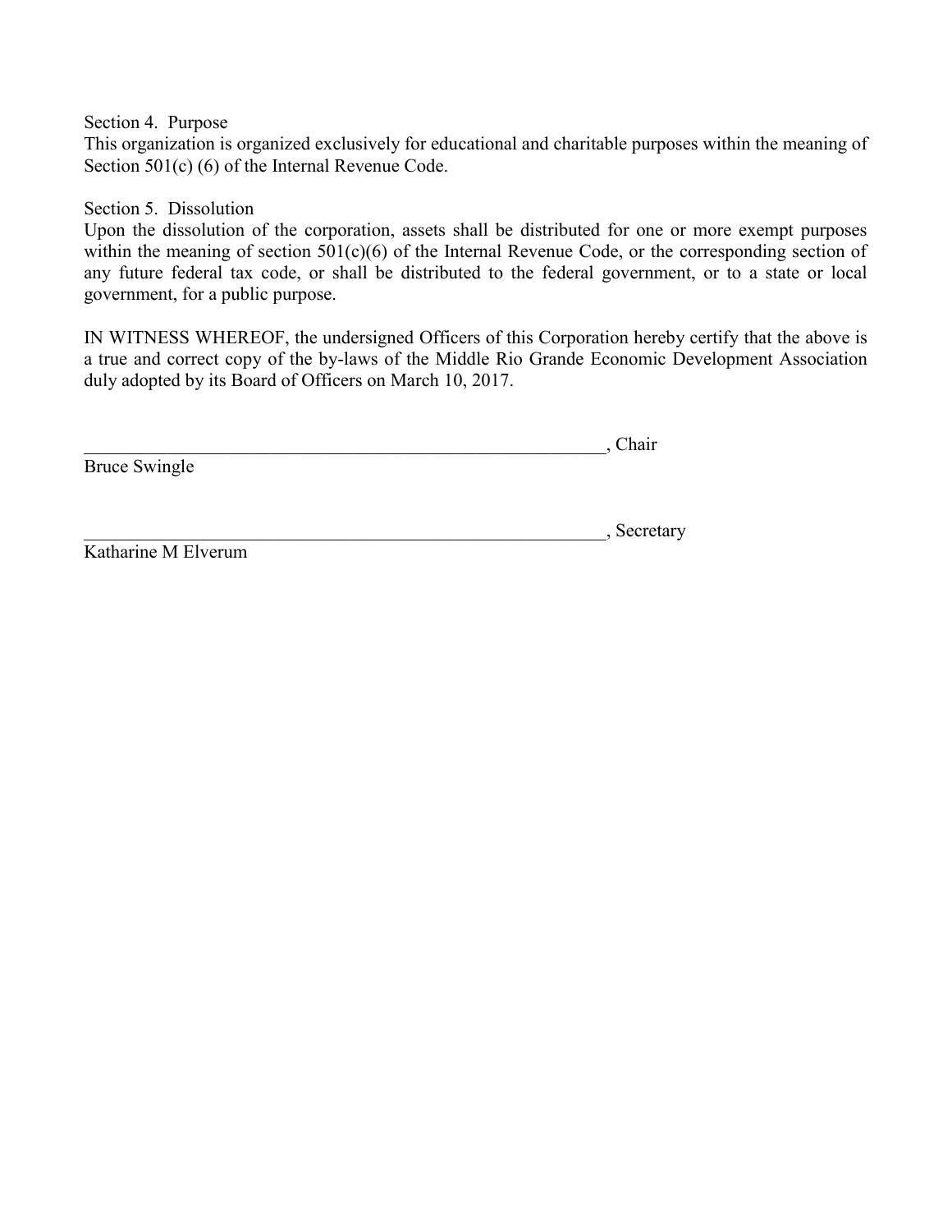Section 4. Purpose

This organization is organized exclusively for educational and charitable purposes within the meaning of Section 501(c) (6) of the Internal Revenue Code.

Section 5. Dissolution

Upon the dissolution of the corporation, assets shall be distributed for one or more exempt purposes within the meaning of section 501(c)(6) of the Internal Revenue Code, or the corresponding section of any future federal tax code, or shall be distributed to the federal government, or to a state or local government, for a public purpose.

IN WITNESS WHEREOF, the undersigned Officers of this Corporation hereby certify that the above is a true and correct copy of the by-laws of the Middle Rio Grande Economic Development Association duly adopted by its Board of Officers on March 10, 2017.

_____________________________________________________________, Chair

Bruce Swingle

_____________________________________________________________, Secretary

Katharine M Elverum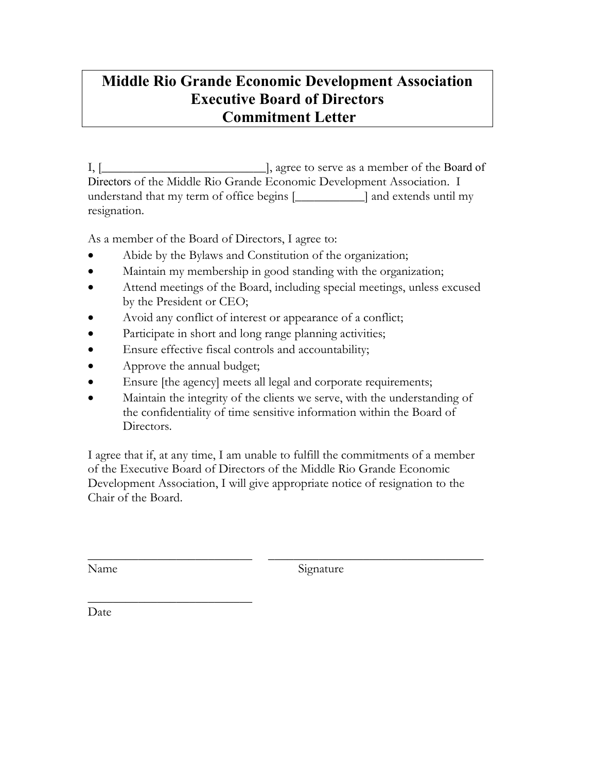# Middle Rio Grande Economic Development Association Executive Board of Directors Commitment Letter

I, [__________________________], agree to serve as a member of the Board of Directors of the Middle Rio Grande Economic Development Association. I understand that my term of office begins [___________] and extends until my resignation.

As a member of the Board of Directors, I agree to:

- Abide by the Bylaws and Constitution of the organization;
- Maintain my membership in good standing with the organization;
- Attend meetings of the Board, including special meetings, unless excused by the President or CEO;
- Avoid any conflict of interest or appearance of a conflict;
- Participate in short and long range planning activities;
- Ensure effective fiscal controls and accountability;
- Approve the annual budget;
- Ensure [the agency] meets all legal and corporate requirements;
- Maintain the integrity of the clients we serve, with the understanding of the confidentiality of time sensitive information within the Board of Directors.

I agree that if, at any time, I am unable to fulfill the commitments of a member of the Executive Board of Directors of the Middle Rio Grande Economic Development Association, I will give appropriate notice of resignation to the Chair of the Board.

___________________________ ____________________________________

Name Signature

___________________________

Date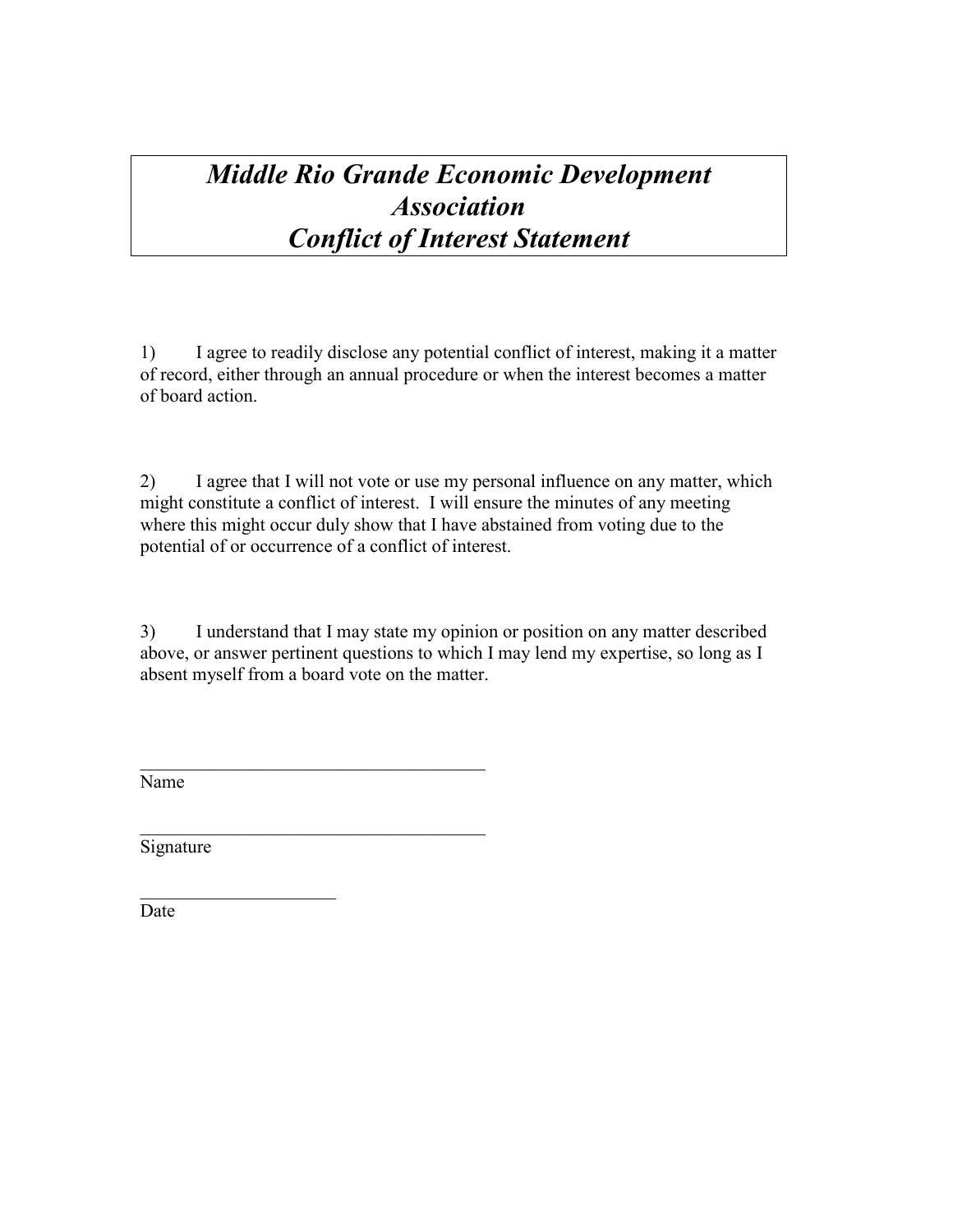# *Middle Rio Grande Economic Development Association*
# *Conflict of Interest Statement*

1) I agree to readily disclose any potential conflict of interest, making it a matter of record, either through an annual procedure or when the interest becomes a matter of board action.

2) I agree that I will not vote or use my personal influence on any matter, which might constitute a conflict of interest. I will ensure the minutes of any meeting where this might occur duly show that I have abstained from voting due to the potential of or occurrence of a conflict of interest.

3) I understand that I may state my opinion or position on any matter described above, or answer pertinent questions to which I may lend my expertise, so long as I absent myself from a board vote on the matter.

______________________________________
Name

______________________________________
Signature

______________________
Date